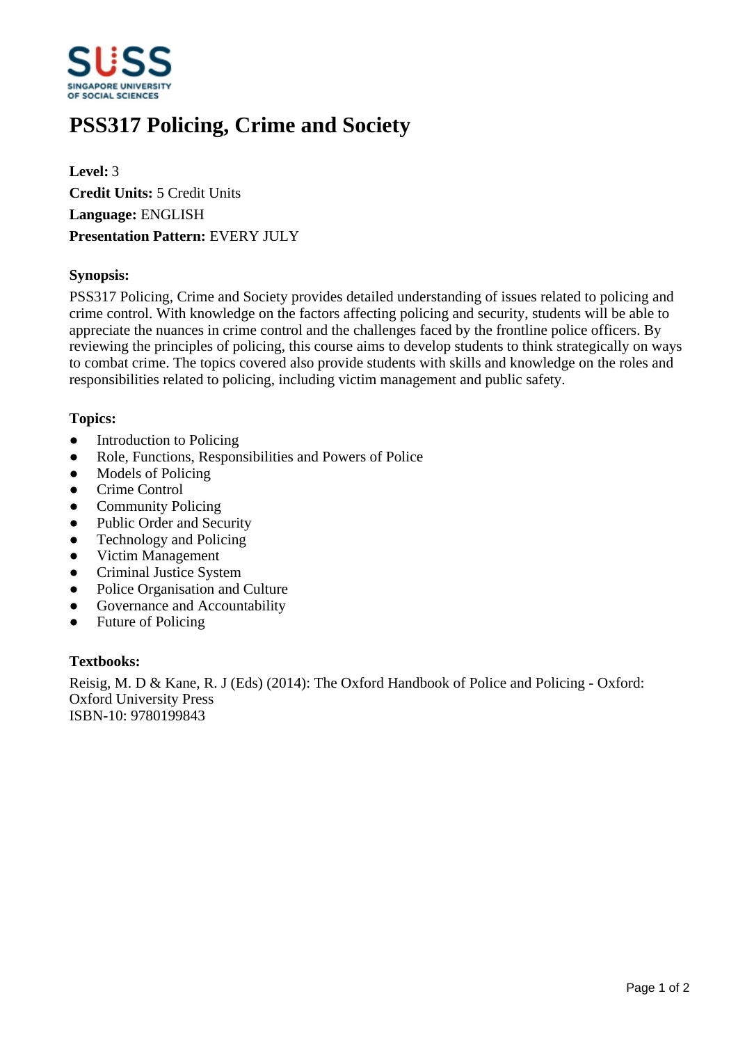# PSS317 Policing, Crime and Society

**Level:** 3
**Credit Units:** 5 Credit Units
**Language:** ENGLISH
**Presentation Pattern:** EVERY JULY

**Synopsis:**

PSS317 Policing, Crime and Society provides detailed understanding of issues related to policing and crime control. With knowledge on the factors affecting policing and security, students will be able to appreciate the nuances in crime control and the challenges faced by the frontline police officers. By reviewing the principles of policing, this course aims to develop students to think strategically on ways to combat crime. The topics covered also provide students with skills and knowledge on the roles and responsibilities related to policing, including victim management and public safety.

**Topics:**

- Introduction to Policing
- Role, Functions, Responsibilities and Powers of Police
- Models of Policing
- Crime Control
- Community Policing
- Public Order and Security
- Technology and Policing
- Victim Management
- Criminal Justice System
- Police Organisation and Culture
- Governance and Accountability
- Future of Policing

**Textbooks:**

Reisig, M. D & Kane, R. J (Eds) (2014): The Oxford Handbook of Police and Policing - Oxford: Oxford University Press
ISBN-10: 9780199843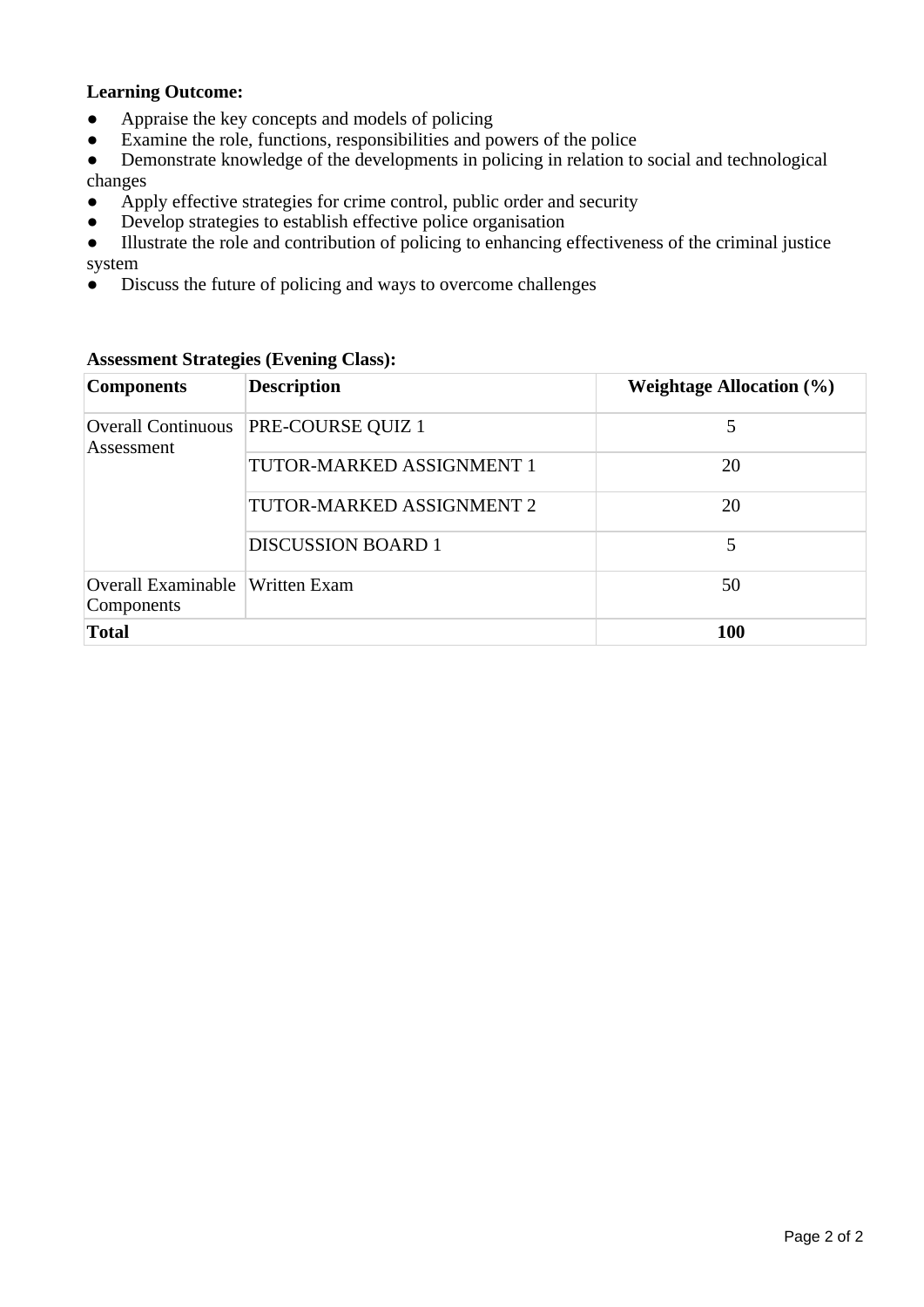**Learning Outcome:**

- Appraise the key concepts and models of policing
- Examine the role, functions, responsibilities and powers of the police
- Demonstrate knowledge of the developments in policing in relation to social and technological changes
- Apply effective strategies for crime control, public order and security
- Develop strategies to establish effective police organisation
- Illustrate the role and contribution of policing to enhancing effectiveness of the criminal justice system
- Discuss the future of policing and ways to overcome challenges

**Assessment Strategies (Evening Class):**

| **Components** | **Description** | **Weightage Allocation (%)** |
|---|---|---|
| Overall Continuous Assessment | PRE-COURSE QUIZ 1 | 5 |
| | TUTOR-MARKED ASSIGNMENT 1 | 20 |
| | TUTOR-MARKED ASSIGNMENT 2 | 20 |
| | DISCUSSION BOARD 1 | 5 |
| Overall Examinable Components | Written Exam | 50 |
| **Total** | | **100** |